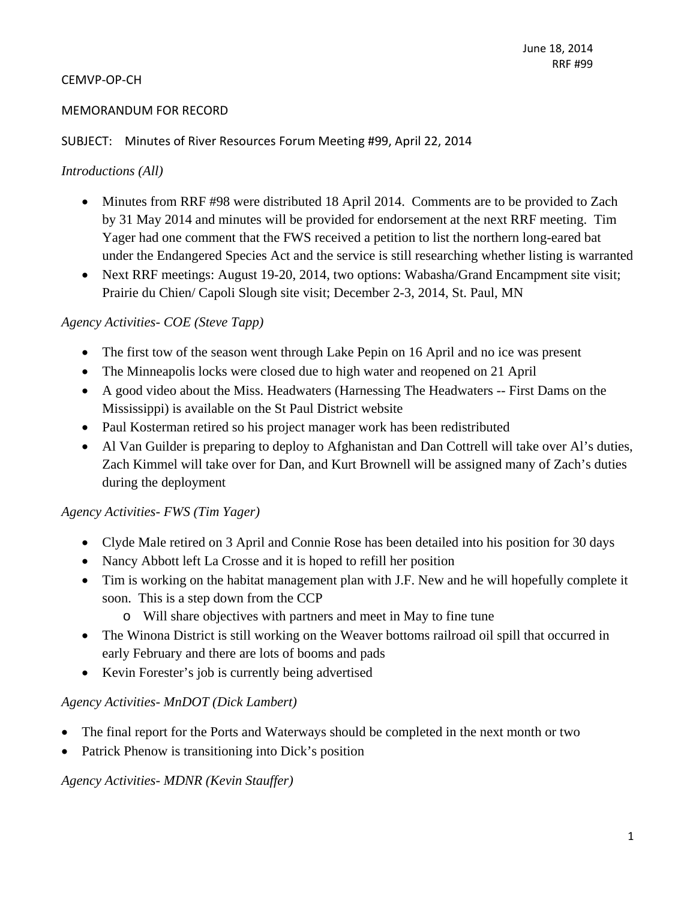June 18, 2014
RRF #99

CEMVP-OP-CH

MEMORANDUM FOR RECORD

SUBJECT: Minutes of River Resources Forum Meeting #99, April 22, 2014

*Introductions (All)*

- Minutes from RRF #98 were distributed 18 April 2014. Comments are to be provided to Zach by 31 May 2014 and minutes will be provided for endorsement at the next RRF meeting. Tim Yager had one comment that the FWS received a petition to list the northern long-eared bat under the Endangered Species Act and the service is still researching whether listing is warranted
- Next RRF meetings: August 19-20, 2014, two options: Wabasha/Grand Encampment site visit; Prairie du Chien/ Capoli Slough site visit; December 2-3, 2014, St. Paul, MN

*Agency Activities- COE (Steve Tapp)*

- The first tow of the season went through Lake Pepin on 16 April and no ice was present
- The Minneapolis locks were closed due to high water and reopened on 21 April
- A good video about the Miss. Headwaters (Harnessing The Headwaters -- First Dams on the Mississippi) is available on the St Paul District website
- Paul Kosterman retired so his project manager work has been redistributed
- Al Van Guilder is preparing to deploy to Afghanistan and Dan Cottrell will take over Al's duties, Zach Kimmel will take over for Dan, and Kurt Brownell will be assigned many of Zach's duties during the deployment

*Agency Activities- FWS (Tim Yager)*

- Clyde Male retired on 3 April and Connie Rose has been detailed into his position for 30 days
- Nancy Abbott left La Crosse and it is hoped to refill her position
- Tim is working on the habitat management plan with J.F. New and he will hopefully complete it soon. This is a step down from the CCP
    - Will share objectives with partners and meet in May to fine tune
- The Winona District is still working on the Weaver bottoms railroad oil spill that occurred in early February and there are lots of booms and pads
- Kevin Forester's job is currently being advertised

*Agency Activities- MnDOT (Dick Lambert)*

- The final report for the Ports and Waterways should be completed in the next month or two
- Patrick Phenow is transitioning into Dick's position

*Agency Activities- MDNR (Kevin Stauffer)*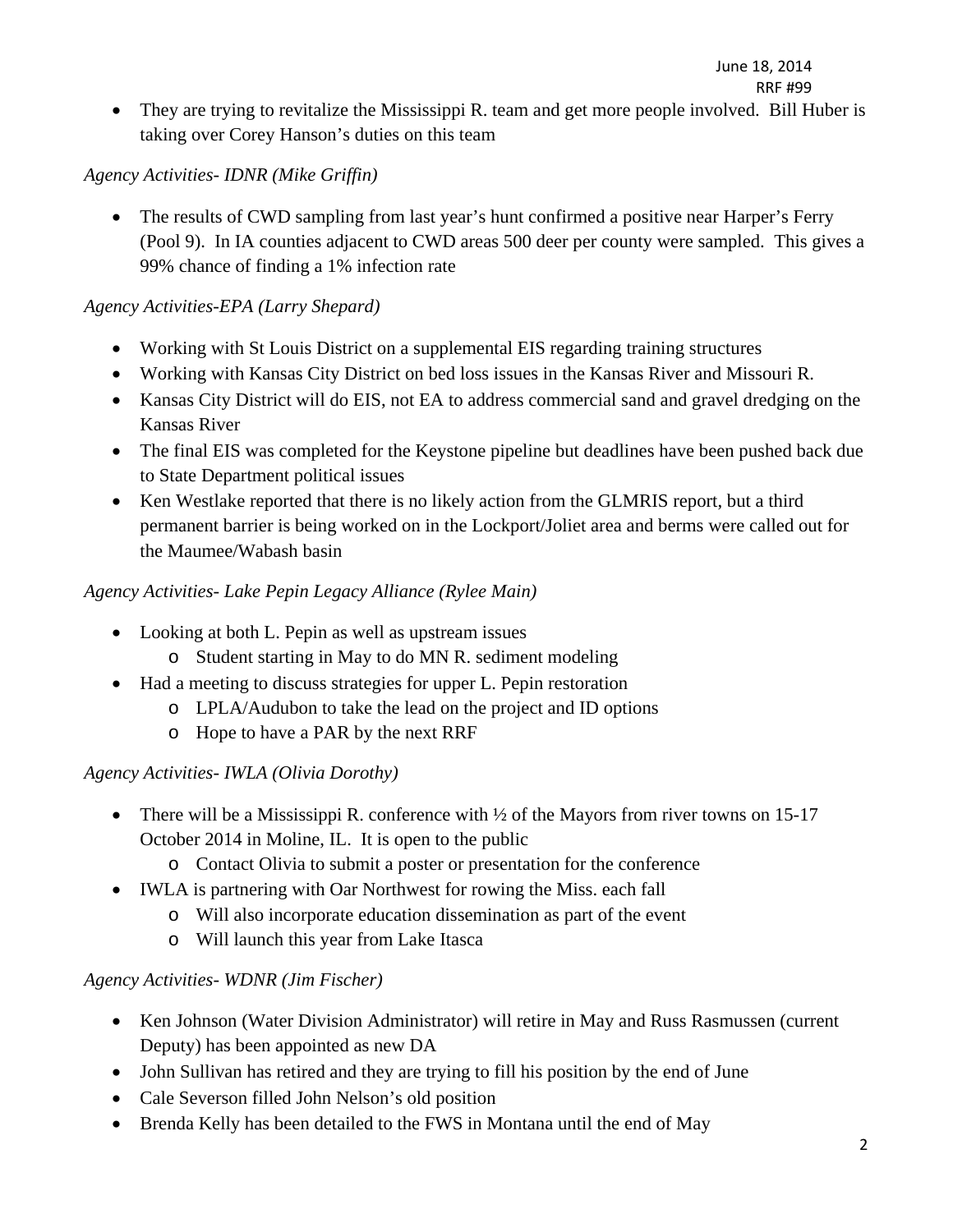- They are trying to revitalize the Mississippi R. team and get more people involved. Bill Huber is taking over Corey Hanson's duties on this team

*Agency Activities- IDNR (Mike Griffin)*

- The results of CWD sampling from last year's hunt confirmed a positive near Harper's Ferry (Pool 9). In IA counties adjacent to CWD areas 500 deer per county were sampled. This gives a 99% chance of finding a 1% infection rate

*Agency Activities-EPA (Larry Shepard)*

- Working with St Louis District on a supplemental EIS regarding training structures
- Working with Kansas City District on bed loss issues in the Kansas River and Missouri R.
- Kansas City District will do EIS, not EA to address commercial sand and gravel dredging on the Kansas River
- The final EIS was completed for the Keystone pipeline but deadlines have been pushed back due to State Department political issues
- Ken Westlake reported that there is no likely action from the GLMRIS report, but a third permanent barrier is being worked on in the Lockport/Joliet area and berms were called out for the Maumee/Wabash basin

*Agency Activities- Lake Pepin Legacy Alliance (Rylee Main)*

- Looking at both L. Pepin as well as upstream issues
  - Student starting in May to do MN R. sediment modeling
- Had a meeting to discuss strategies for upper L. Pepin restoration
  - LPLA/Audubon to take the lead on the project and ID options
  - Hope to have a PAR by the next RRF

*Agency Activities- IWLA (Olivia Dorothy)*

- There will be a Mississippi R. conference with ½ of the Mayors from river towns on 15-17 October 2014 in Moline, IL. It is open to the public
  - Contact Olivia to submit a poster or presentation for the conference
- IWLA is partnering with Oar Northwest for rowing the Miss. each fall
  - Will also incorporate education dissemination as part of the event
  - Will launch this year from Lake Itasca

*Agency Activities- WDNR (Jim Fischer)*

- Ken Johnson (Water Division Administrator) will retire in May and Russ Rasmussen (current Deputy) has been appointed as new DA
- John Sullivan has retired and they are trying to fill his position by the end of June
- Cale Severson filled John Nelson's old position
- Brenda Kelly has been detailed to the FWS in Montana until the end of May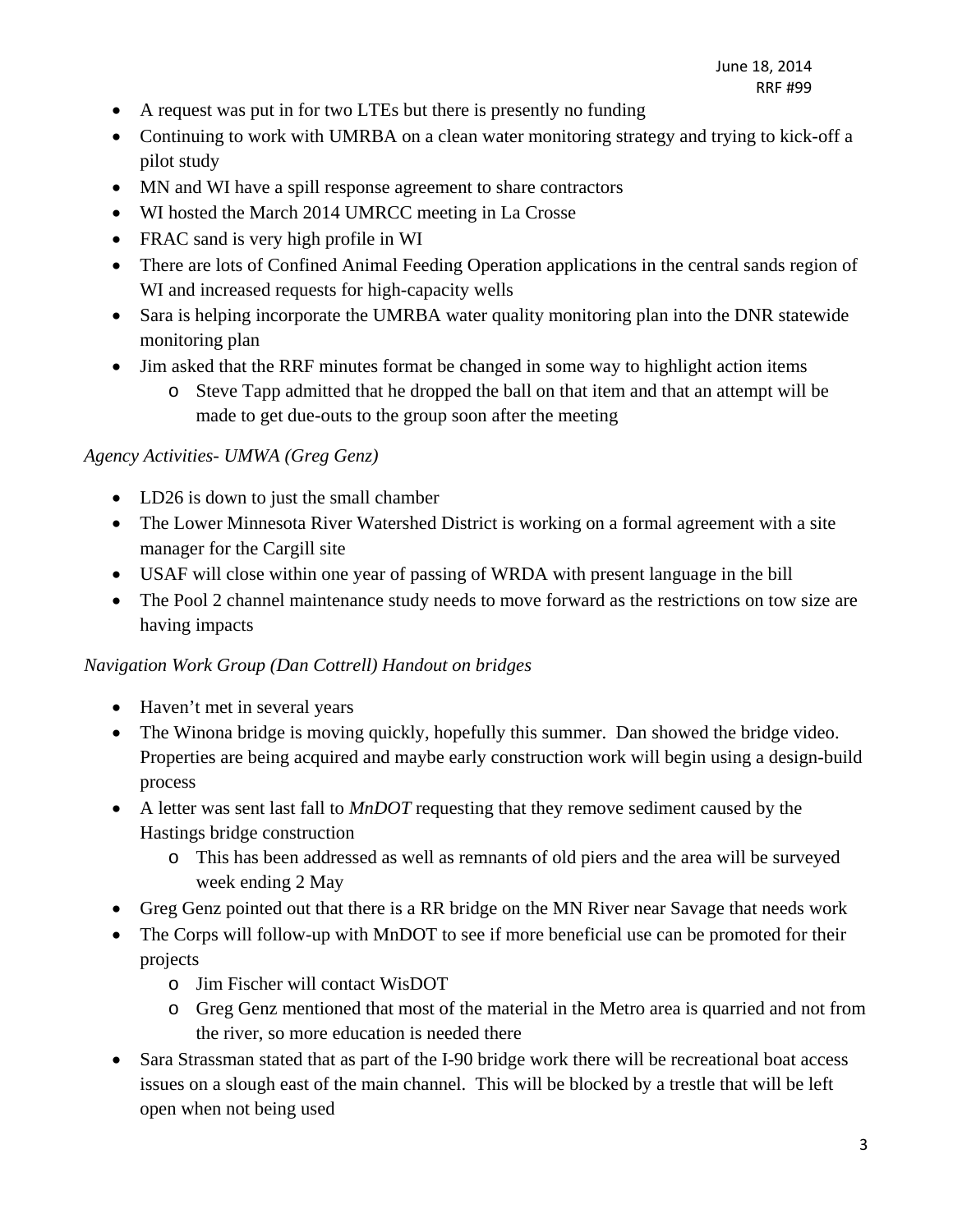- A request was put in for two LTEs but there is presently no funding
- Continuing to work with UMRBA on a clean water monitoring strategy and trying to kick-off a pilot study
- MN and WI have a spill response agreement to share contractors
- WI hosted the March 2014 UMRCC meeting in La Crosse
- FRAC sand is very high profile in WI
- There are lots of Confined Animal Feeding Operation applications in the central sands region of WI and increased requests for high-capacity wells
- Sara is helping incorporate the UMRBA water quality monitoring plan into the DNR statewide monitoring plan
- Jim asked that the RRF minutes format be changed in some way to highlight action items
  - Steve Tapp admitted that he dropped the ball on that item and that an attempt will be made to get due-outs to the group soon after the meeting

*Agency Activities- UMWA (Greg Genz)*

- LD26 is down to just the small chamber
- The Lower Minnesota River Watershed District is working on a formal agreement with a site manager for the Cargill site
- USAF will close within one year of passing of WRDA with present language in the bill
- The Pool 2 channel maintenance study needs to move forward as the restrictions on tow size are having impacts

*Navigation Work Group (Dan Cottrell) Handout on bridges*

- Haven't met in several years
- The Winona bridge is moving quickly, hopefully this summer. Dan showed the bridge video. Properties are being acquired and maybe early construction work will begin using a design-build process
- A letter was sent last fall to *MnDOT* requesting that they remove sediment caused by the Hastings bridge construction
  - This has been addressed as well as remnants of old piers and the area will be surveyed week ending 2 May
- Greg Genz pointed out that there is a RR bridge on the MN River near Savage that needs work
- The Corps will follow-up with MnDOT to see if more beneficial use can be promoted for their projects
  - Jim Fischer will contact WisDOT
  - Greg Genz mentioned that most of the material in the Metro area is quarried and not from the river, so more education is needed there
- Sara Strassman stated that as part of the I-90 bridge work there will be recreational boat access issues on a slough east of the main channel. This will be blocked by a trestle that will be left open when not being used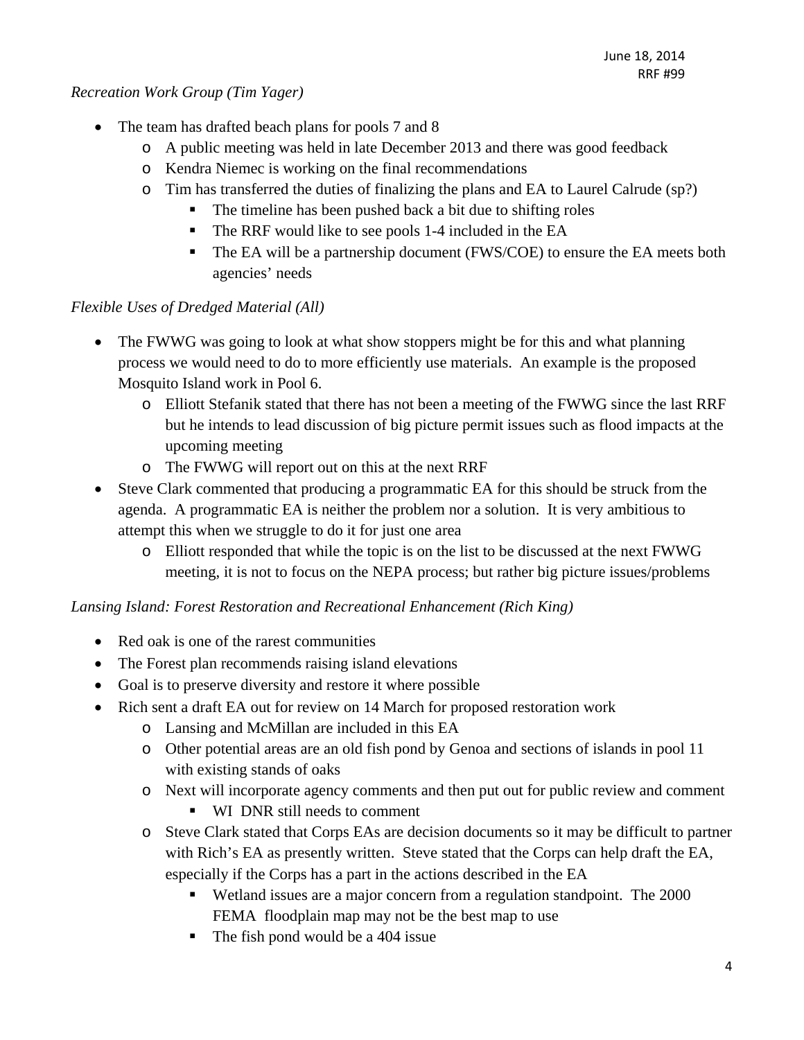*Recreation Work Group (Tim Yager)*

- The team has drafted beach plans for pools 7 and 8
  - A public meeting was held in late December 2013 and there was good feedback
  - Kendra Niemec is working on the final recommendations
  - Tim has transferred the duties of finalizing the plans and EA to Laurel Calrude (sp?)
    - The timeline has been pushed back a bit due to shifting roles
    - The RRF would like to see pools 1-4 included in the EA
    - The EA will be a partnership document (FWS/COE) to ensure the EA meets both agencies' needs

*Flexible Uses of Dredged Material (All)*

- The FWWG was going to look at what show stoppers might be for this and what planning process we would need to do to more efficiently use materials. An example is the proposed Mosquito Island work in Pool 6.
  - Elliott Stefanik stated that there has not been a meeting of the FWWG since the last RRF but he intends to lead discussion of big picture permit issues such as flood impacts at the upcoming meeting
  - The FWWG will report out on this at the next RRF
- Steve Clark commented that producing a programmatic EA for this should be struck from the agenda. A programmatic EA is neither the problem nor a solution. It is very ambitious to attempt this when we struggle to do it for just one area
  - Elliott responded that while the topic is on the list to be discussed at the next FWWG meeting, it is not to focus on the NEPA process; but rather big picture issues/problems

*Lansing Island: Forest Restoration and Recreational Enhancement (Rich King)*

- Red oak is one of the rarest communities
- The Forest plan recommends raising island elevations
- Goal is to preserve diversity and restore it where possible
- Rich sent a draft EA out for review on 14 March for proposed restoration work
  - Lansing and McMillan are included in this EA
  - Other potential areas are an old fish pond by Genoa and sections of islands in pool 11 with existing stands of oaks
  - Next will incorporate agency comments and then put out for public review and comment
    - WI DNR still needs to comment
  - Steve Clark stated that Corps EAs are decision documents so it may be difficult to partner with Rich's EA as presently written. Steve stated that the Corps can help draft the EA, especially if the Corps has a part in the actions described in the EA
    - Wetland issues are a major concern from a regulation standpoint. The 2000 FEMA floodplain map may not be the best map to use
    - The fish pond would be a 404 issue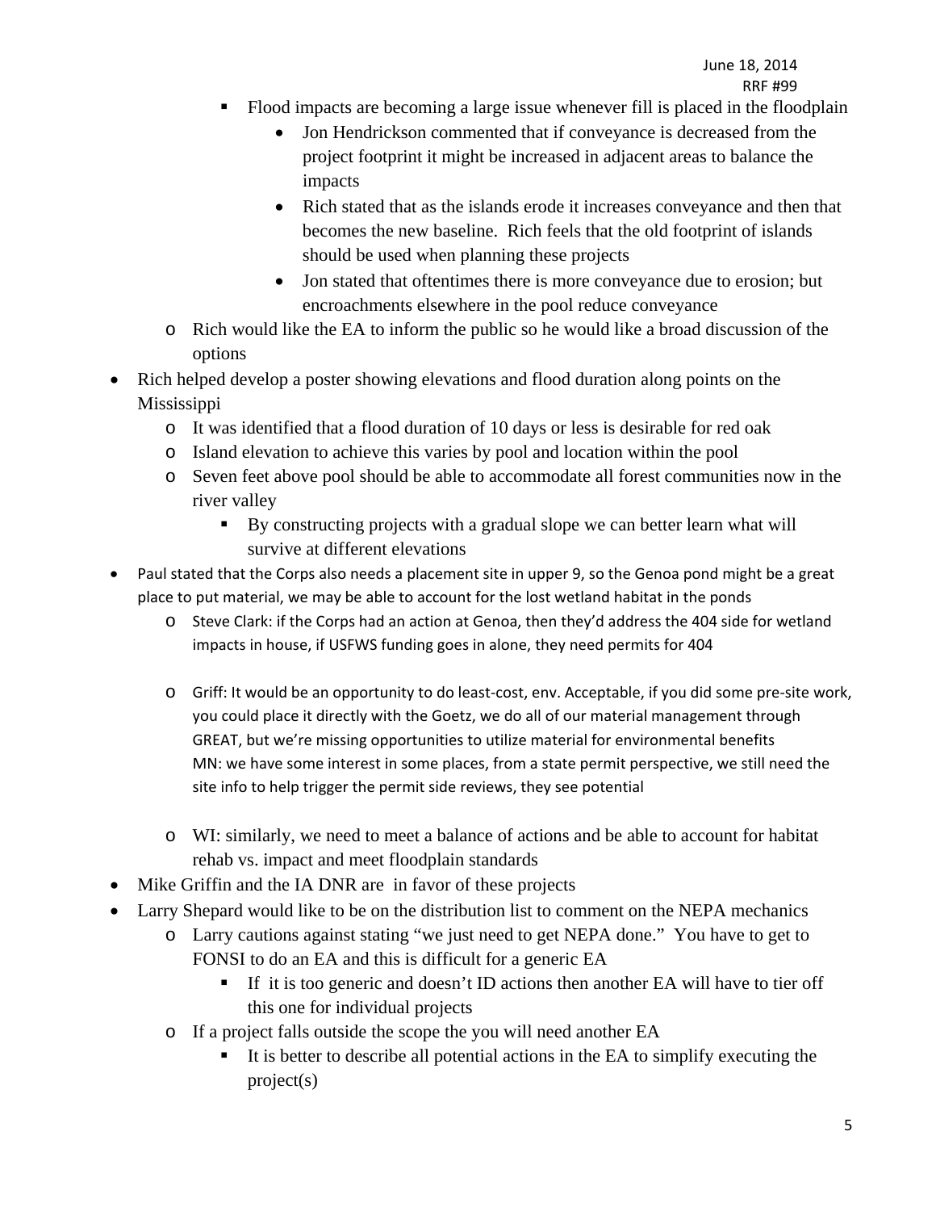- Flood impacts are becoming a large issue whenever fill is placed in the floodplain
      - Jon Hendrickson commented that if conveyance is decreased from the project footprint it might be increased in adjacent areas to balance the impacts
      - Rich stated that as the islands erode it increases conveyance and then that becomes the new baseline. Rich feels that the old footprint of islands should be used when planning these projects
      - Jon stated that oftentimes there is more conveyance due to erosion; but encroachments elsewhere in the pool reduce conveyance
  - Rich would like the EA to inform the public so he would like a broad discussion of the options
- Rich helped develop a poster showing elevations and flood duration along points on the Mississippi
  - It was identified that a flood duration of 10 days or less is desirable for red oak
  - Island elevation to achieve this varies by pool and location within the pool
  - Seven feet above pool should be able to accommodate all forest communities now in the river valley
    - By constructing projects with a gradual slope we can better learn what will survive at different elevations
- Paul stated that the Corps also needs a placement site in upper 9, so the Genoa pond might be a great place to put material, we may be able to account for the lost wetland habitat in the ponds
  - Steve Clark: if the Corps had an action at Genoa, then they'd address the 404 side for wetland impacts in house, if USFWS funding goes in alone, they need permits for 404
  - Griff: It would be an opportunity to do least-cost, env. Acceptable, if you did some pre-site work, you could place it directly with the Goetz, we do all of our material management through GREAT, but we're missing opportunities to utilize material for environmental benefits
    MN: we have some interest in some places, from a state permit perspective, we still need the site info to help trigger the permit side reviews, they see potential
  - WI: similarly, we need to meet a balance of actions and be able to account for habitat rehab vs. impact and meet floodplain standards
- Mike Griffin and the IA DNR are in favor of these projects
- Larry Shepard would like to be on the distribution list to comment on the NEPA mechanics
  - Larry cautions against stating "we just need to get NEPA done." You have to get to FONSI to do an EA and this is difficult for a generic EA
    - If it is too generic and doesn't ID actions then another EA will have to tier off this one for individual projects
  - If a project falls outside the scope the you will need another EA
    - It is better to describe all potential actions in the EA to simplify executing the project(s)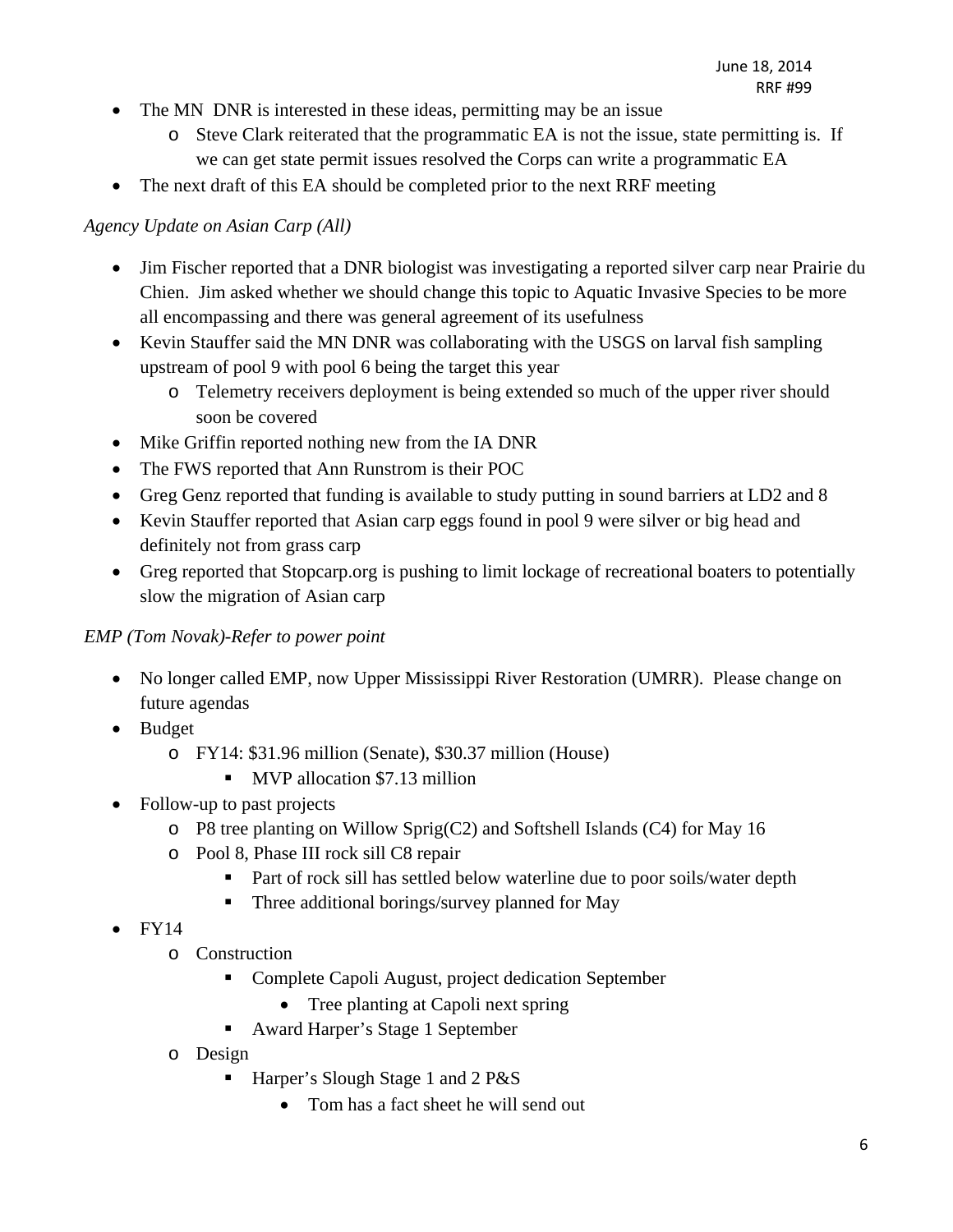- The MN DNR is interested in these ideas, permitting may be an issue
    - Steve Clark reiterated that the programmatic EA is not the issue, state permitting is. If we can get state permit issues resolved the Corps can write a programmatic EA
- The next draft of this EA should be completed prior to the next RRF meeting

*Agency Update on Asian Carp (All)*

- Jim Fischer reported that a DNR biologist was investigating a reported silver carp near Prairie du Chien. Jim asked whether we should change this topic to Aquatic Invasive Species to be more all encompassing and there was general agreement of its usefulness
- Kevin Stauffer said the MN DNR was collaborating with the USGS on larval fish sampling upstream of pool 9 with pool 6 being the target this year
    - Telemetry receivers deployment is being extended so much of the upper river should soon be covered
- Mike Griffin reported nothing new from the IA DNR
- The FWS reported that Ann Runstrom is their POC
- Greg Genz reported that funding is available to study putting in sound barriers at LD2 and 8
- Kevin Stauffer reported that Asian carp eggs found in pool 9 were silver or big head and definitely not from grass carp
- Greg reported that Stopcarp.org is pushing to limit lockage of recreational boaters to potentially slow the migration of Asian carp

*EMP (Tom Novak)-Refer to power point*

- No longer called EMP, now Upper Mississippi River Restoration (UMRR). Please change on future agendas
- Budget
    - FY14: $31.96 million (Senate), $30.37 million (House)
        - MVP allocation $7.13 million
- Follow-up to past projects
    - P8 tree planting on Willow Sprig(C2) and Softshell Islands (C4) for May 16
    - Pool 8, Phase III rock sill C8 repair
        - Part of rock sill has settled below waterline due to poor soils/water depth
        - Three additional borings/survey planned for May
- FY14
    - Construction
        - Complete Capoli August, project dedication September
            - Tree planting at Capoli next spring
        - Award Harper's Stage 1 September
    - Design
        - Harper's Slough Stage 1 and 2 P&S
            - Tom has a fact sheet he will send out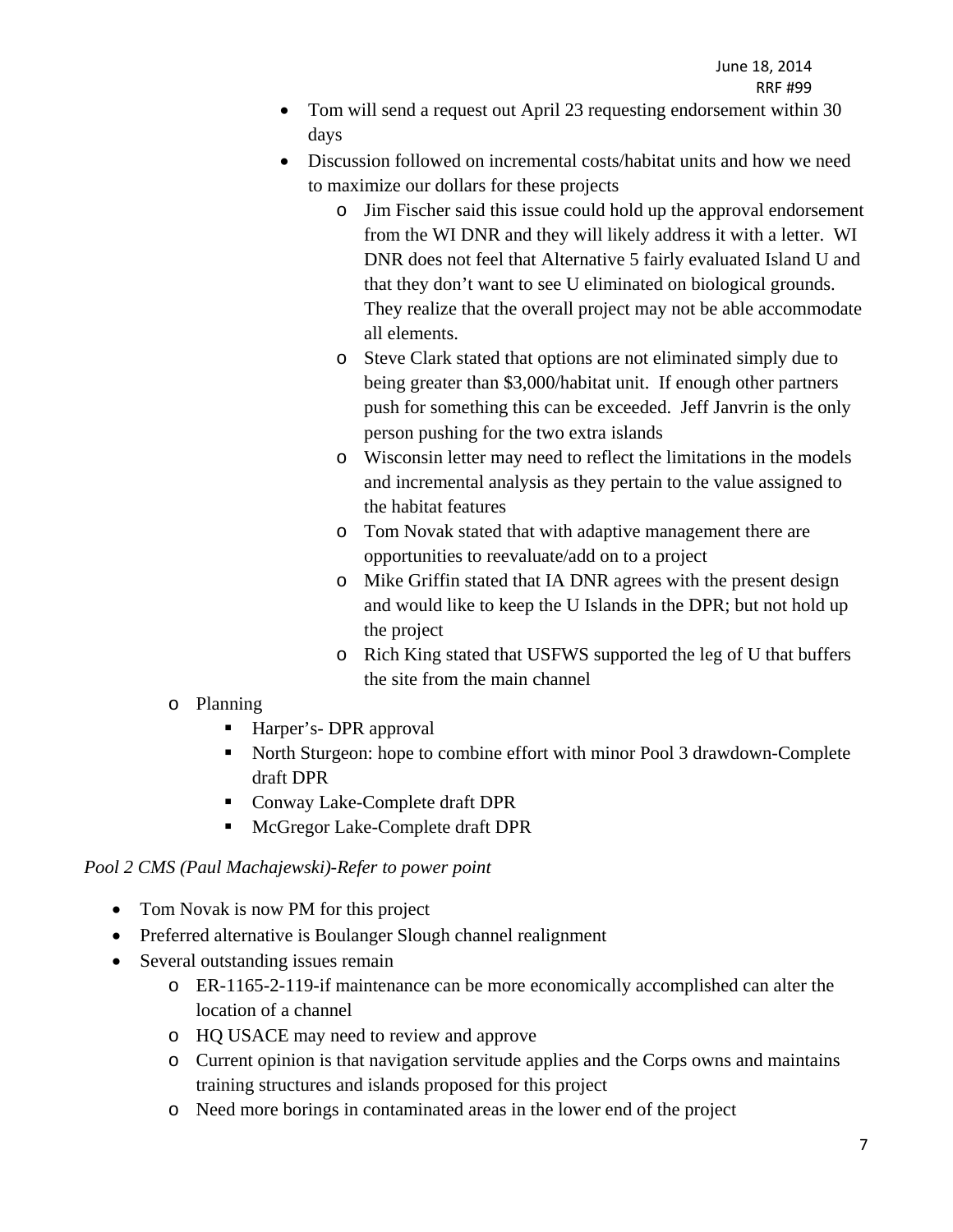- Tom will send a request out April 23 requesting endorsement within 30 days
- Discussion followed on incremental costs/habitat units and how we need to maximize our dollars for these projects
  - Jim Fischer said this issue could hold up the approval endorsement from the WI DNR and they will likely address it with a letter. WI DNR does not feel that Alternative 5 fairly evaluated Island U and that they don't want to see U eliminated on biological grounds. They realize that the overall project may not be able accommodate all elements.
  - Steve Clark stated that options are not eliminated simply due to being greater than $3,000/habitat unit. If enough other partners push for something this can be exceeded. Jeff Janvrin is the only person pushing for the two extra islands
  - Wisconsin letter may need to reflect the limitations in the models and incremental analysis as they pertain to the value assigned to the habitat features
  - Tom Novak stated that with adaptive management there are opportunities to reevaluate/add on to a project
  - Mike Griffin stated that IA DNR agrees with the present design and would like to keep the U Islands in the DPR; but not hold up the project
  - Rich King stated that USFWS supported the leg of U that buffers the site from the main channel

- Planning
  - Harper's- DPR approval
  - North Sturgeon: hope to combine effort with minor Pool 3 drawdown-Complete draft DPR
  - Conway Lake-Complete draft DPR
  - McGregor Lake-Complete draft DPR

*Pool 2 CMS (Paul Machajewski)-Refer to power point*

- Tom Novak is now PM for this project
- Preferred alternative is Boulanger Slough channel realignment
- Several outstanding issues remain
  - ER-1165-2-119-if maintenance can be more economically accomplished can alter the location of a channel
  - HQ USACE may need to review and approve
  - Current opinion is that navigation servitude applies and the Corps owns and maintains training structures and islands proposed for this project
  - Need more borings in contaminated areas in the lower end of the project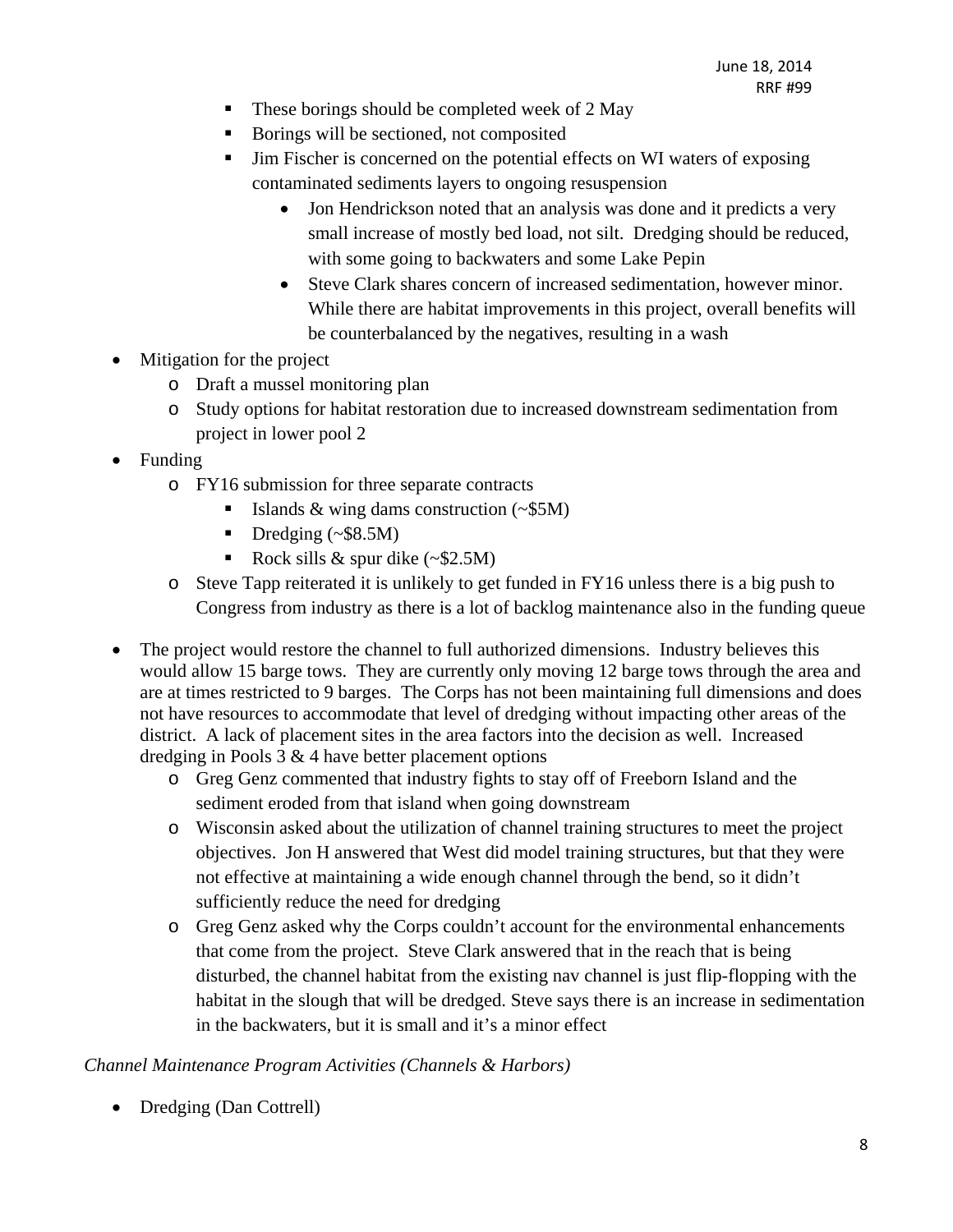- These borings should be completed week of 2 May
        - Borings will be sectioned, not composited
        - Jim Fischer is concerned on the potential effects on WI waters of exposing contaminated sediments layers to ongoing resuspension
            - Jon Hendrickson noted that an analysis was done and it predicts a very small increase of mostly bed load, not silt. Dredging should be reduced, with some going to backwaters and some Lake Pepin
            - Steve Clark shares concern of increased sedimentation, however minor. While there are habitat improvements in this project, overall benefits will be counterbalanced by the negatives, resulting in a wash
- Mitigation for the project
    - Draft a mussel monitoring plan
    - Study options for habitat restoration due to increased downstream sedimentation from project in lower pool 2
- Funding
    - FY16 submission for three separate contracts
        - Islands & wing dams construction (~$5M)
        - Dredging (~$8.5M)
        - Rock sills & spur dike (~$2.5M)
    - Steve Tapp reiterated it is unlikely to get funded in FY16 unless there is a big push to Congress from industry as there is a lot of backlog maintenance also in the funding queue
- The project would restore the channel to full authorized dimensions. Industry believes this would allow 15 barge tows. They are currently only moving 12 barge tows through the area and are at times restricted to 9 barges. The Corps has not been maintaining full dimensions and does not have resources to accommodate that level of dredging without impacting other areas of the district. A lack of placement sites in the area factors into the decision as well. Increased dredging in Pools 3 & 4 have better placement options
    - Greg Genz commented that industry fights to stay off of Freeborn Island and the sediment eroded from that island when going downstream
    - Wisconsin asked about the utilization of channel training structures to meet the project objectives. Jon H answered that West did model training structures, but that they were not effective at maintaining a wide enough channel through the bend, so it didn't sufficiently reduce the need for dredging
    - Greg Genz asked why the Corps couldn't account for the environmental enhancements that come from the project. Steve Clark answered that in the reach that is being disturbed, the channel habitat from the existing nav channel is just flip-flopping with the habitat in the slough that will be dredged. Steve says there is an increase in sedimentation in the backwaters, but it is small and it's a minor effect

*Channel Maintenance Program Activities (Channels & Harbors)*

- Dredging (Dan Cottrell)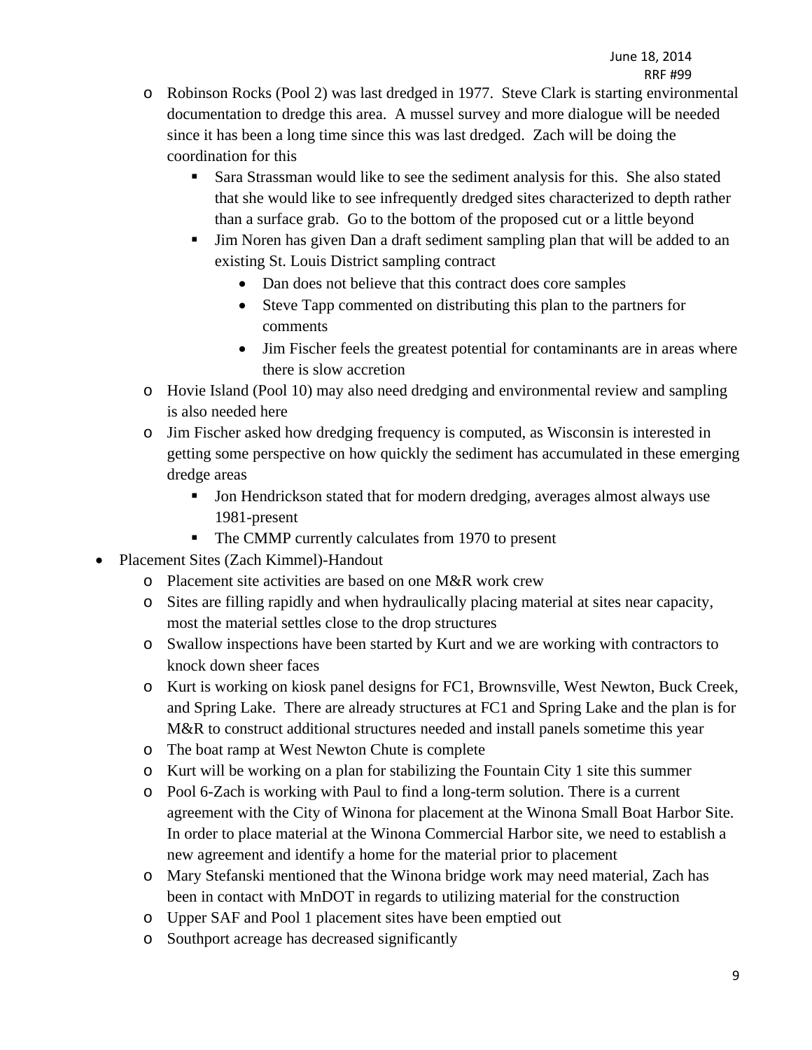- Robinson Rocks (Pool 2) was last dredged in 1977. Steve Clark is starting environmental documentation to dredge this area. A mussel survey and more dialogue will be needed since it has been a long time since this was last dredged. Zach will be doing the coordination for this
  - Sara Strassman would like to see the sediment analysis for this. She also stated that she would like to see infrequently dredged sites characterized to depth rather than a surface grab. Go to the bottom of the proposed cut or a little beyond
  - Jim Noren has given Dan a draft sediment sampling plan that will be added to an existing St. Louis District sampling contract
    - Dan does not believe that this contract does core samples
    - Steve Tapp commented on distributing this plan to the partners for comments
    - Jim Fischer feels the greatest potential for contaminants are in areas where there is slow accretion
- Hovie Island (Pool 10) may also need dredging and environmental review and sampling is also needed here
- Jim Fischer asked how dredging frequency is computed, as Wisconsin is interested in getting some perspective on how quickly the sediment has accumulated in these emerging dredge areas
  - Jon Hendrickson stated that for modern dredging, averages almost always use 1981-present
  - The CMMP currently calculates from 1970 to present

- Placement Sites (Zach Kimmel)-Handout
  - Placement site activities are based on one M&R work crew
  - Sites are filling rapidly and when hydraulically placing material at sites near capacity, most the material settles close to the drop structures
  - Swallow inspections have been started by Kurt and we are working with contractors to knock down sheer faces
  - Kurt is working on kiosk panel designs for FC1, Brownsville, West Newton, Buck Creek, and Spring Lake. There are already structures at FC1 and Spring Lake and the plan is for M&R to construct additional structures needed and install panels sometime this year
  - The boat ramp at West Newton Chute is complete
  - Kurt will be working on a plan for stabilizing the Fountain City 1 site this summer
  - Pool 6-Zach is working with Paul to find a long-term solution. There is a current agreement with the City of Winona for placement at the Winona Small Boat Harbor Site. In order to place material at the Winona Commercial Harbor site, we need to establish a new agreement and identify a home for the material prior to placement
  - Mary Stefanski mentioned that the Winona bridge work may need material, Zach has been in contact with MnDOT in regards to utilizing material for the construction
  - Upper SAF and Pool 1 placement sites have been emptied out
  - Southport acreage has decreased significantly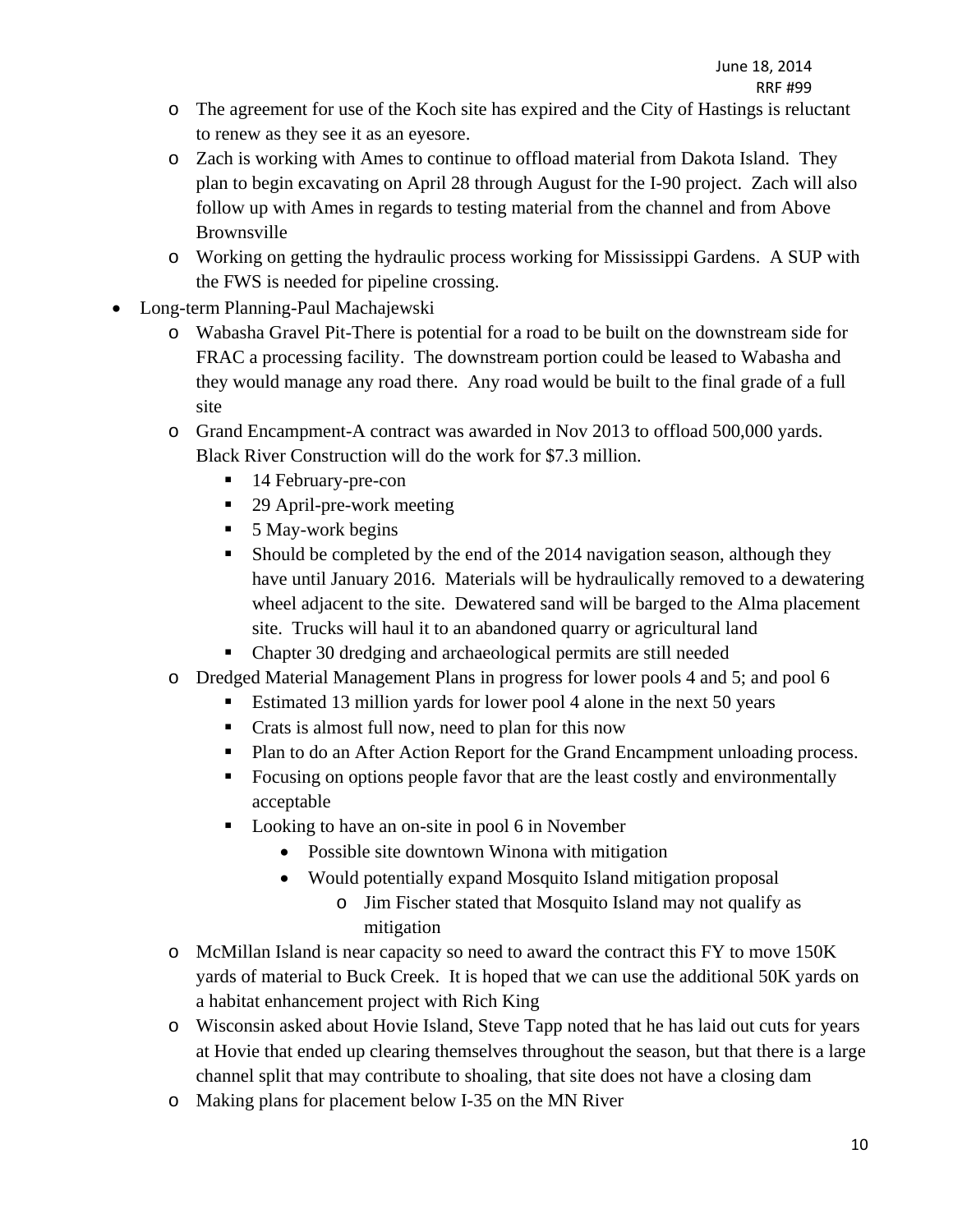- The agreement for use of the Koch site has expired and the City of Hastings is reluctant to renew as they see it as an eyesore.
- Zach is working with Ames to continue to offload material from Dakota Island. They plan to begin excavating on April 28 through August for the I-90 project. Zach will also follow up with Ames in regards to testing material from the channel and from Above Brownsville
- Working on getting the hydraulic process working for Mississippi Gardens. A SUP with the FWS is needed for pipeline crossing.

- Long-term Planning-Paul Machajewski
  - Wabasha Gravel Pit-There is potential for a road to be built on the downstream side for FRAC a processing facility. The downstream portion could be leased to Wabasha and they would manage any road there. Any road would be built to the final grade of a full site
  - Grand Encampment-A contract was awarded in Nov 2013 to offload 500,000 yards. Black River Construction will do the work for $7.3 million.
    - 14 February-pre-con
    - 29 April-pre-work meeting
    - 5 May-work begins
    - Should be completed by the end of the 2014 navigation season, although they have until January 2016. Materials will be hydraulically removed to a dewatering wheel adjacent to the site. Dewatered sand will be barged to the Alma placement site. Trucks will haul it to an abandoned quarry or agricultural land
    - Chapter 30 dredging and archaeological permits are still needed
  - Dredged Material Management Plans in progress for lower pools 4 and 5; and pool 6
    - Estimated 13 million yards for lower pool 4 alone in the next 50 years
    - Crats is almost full now, need to plan for this now
    - Plan to do an After Action Report for the Grand Encampment unloading process.
    - Focusing on options people favor that are the least costly and environmentally acceptable
    - Looking to have an on-site in pool 6 in November
      - Possible site downtown Winona with mitigation
      - Would potentially expand Mosquito Island mitigation proposal
        - Jim Fischer stated that Mosquito Island may not qualify as mitigation
  - McMillan Island is near capacity so need to award the contract this FY to move 150K yards of material to Buck Creek. It is hoped that we can use the additional 50K yards on a habitat enhancement project with Rich King
  - Wisconsin asked about Hovie Island, Steve Tapp noted that he has laid out cuts for years at Hovie that ended up clearing themselves throughout the season, but that there is a large channel split that may contribute to shoaling, that site does not have a closing dam
  - Making plans for placement below I-35 on the MN River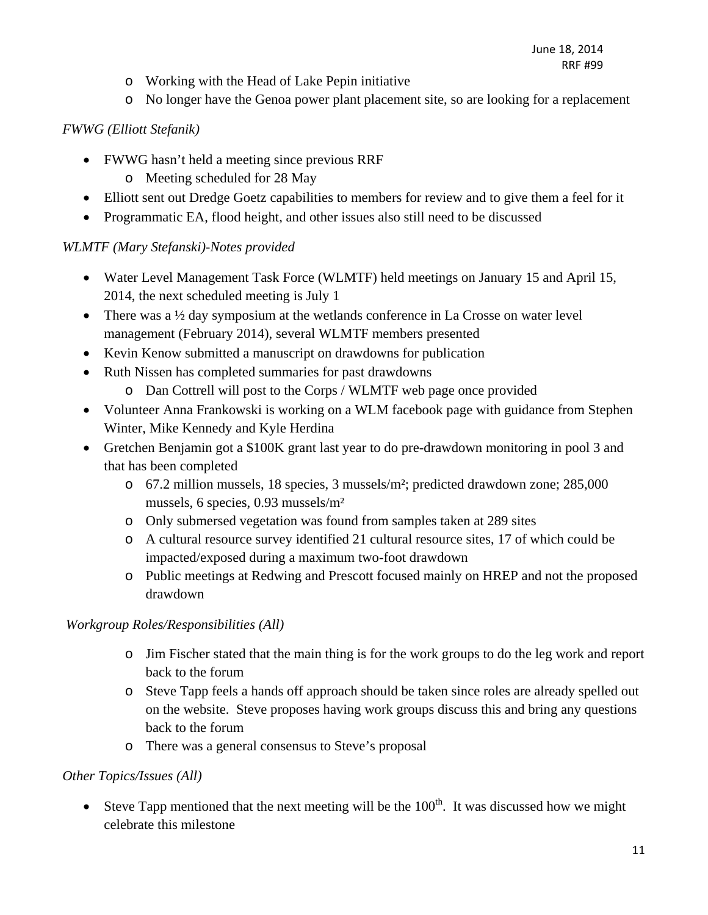- Working with the Head of Lake Pepin initiative
- No longer have the Genoa power plant placement site, so are looking for a replacement

*FWWG (Elliott Stefanik)*

- FWWG hasn't held a meeting since previous RRF
  - Meeting scheduled for 28 May
- Elliott sent out Dredge Goetz capabilities to members for review and to give them a feel for it
- Programmatic EA, flood height, and other issues also still need to be discussed

*WLMTF (Mary Stefanski)-Notes provided*

- Water Level Management Task Force (WLMTF) held meetings on January 15 and April 15, 2014, the next scheduled meeting is July 1
- There was a ½ day symposium at the wetlands conference in La Crosse on water level management (February 2014), several WLMTF members presented
- Kevin Kenow submitted a manuscript on drawdowns for publication
- Ruth Nissen has completed summaries for past drawdowns
  - Dan Cottrell will post to the Corps / WLMTF web page once provided
- Volunteer Anna Frankowski is working on a WLM facebook page with guidance from Stephen Winter, Mike Kennedy and Kyle Herdina
- Gretchen Benjamin got a $100K grant last year to do pre-drawdown monitoring in pool 3 and that has been completed
  - 67.2 million mussels, 18 species, 3 mussels/m²; predicted drawdown zone; 285,000 mussels, 6 species, 0.93 mussels/m²
  - Only submersed vegetation was found from samples taken at 289 sites
  - A cultural resource survey identified 21 cultural resource sites, 17 of which could be impacted/exposed during a maximum two-foot drawdown
  - Public meetings at Redwing and Prescott focused mainly on HREP and not the proposed drawdown

*Workgroup Roles/Responsibilities (All)*

- Jim Fischer stated that the main thing is for the work groups to do the leg work and report back to the forum
- Steve Tapp feels a hands off approach should be taken since roles are already spelled out on the website. Steve proposes having work groups discuss this and bring any questions back to the forum
- There was a general consensus to Steve's proposal

*Other Topics/Issues (All)*

- Steve Tapp mentioned that the next meeting will be the 100th. It was discussed how we might celebrate this milestone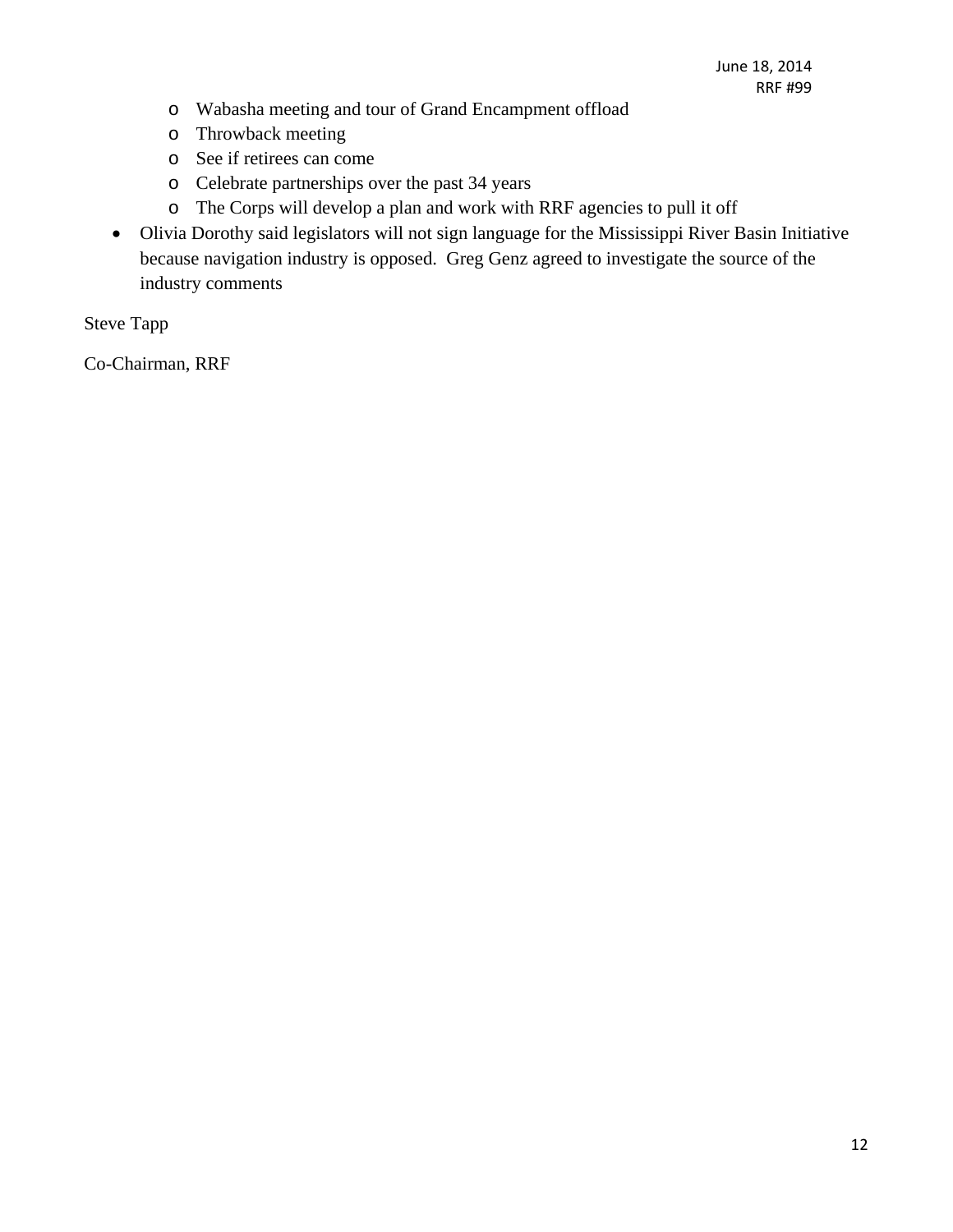- Wabasha meeting and tour of Grand Encampment offload
  - Throwback meeting
  - See if retirees can come
  - Celebrate partnerships over the past 34 years
  - The Corps will develop a plan and work with RRF agencies to pull it off
- Olivia Dorothy said legislators will not sign language for the Mississippi River Basin Initiative because navigation industry is opposed. Greg Genz agreed to investigate the source of the industry comments

Steve Tapp

Co-Chairman, RRF